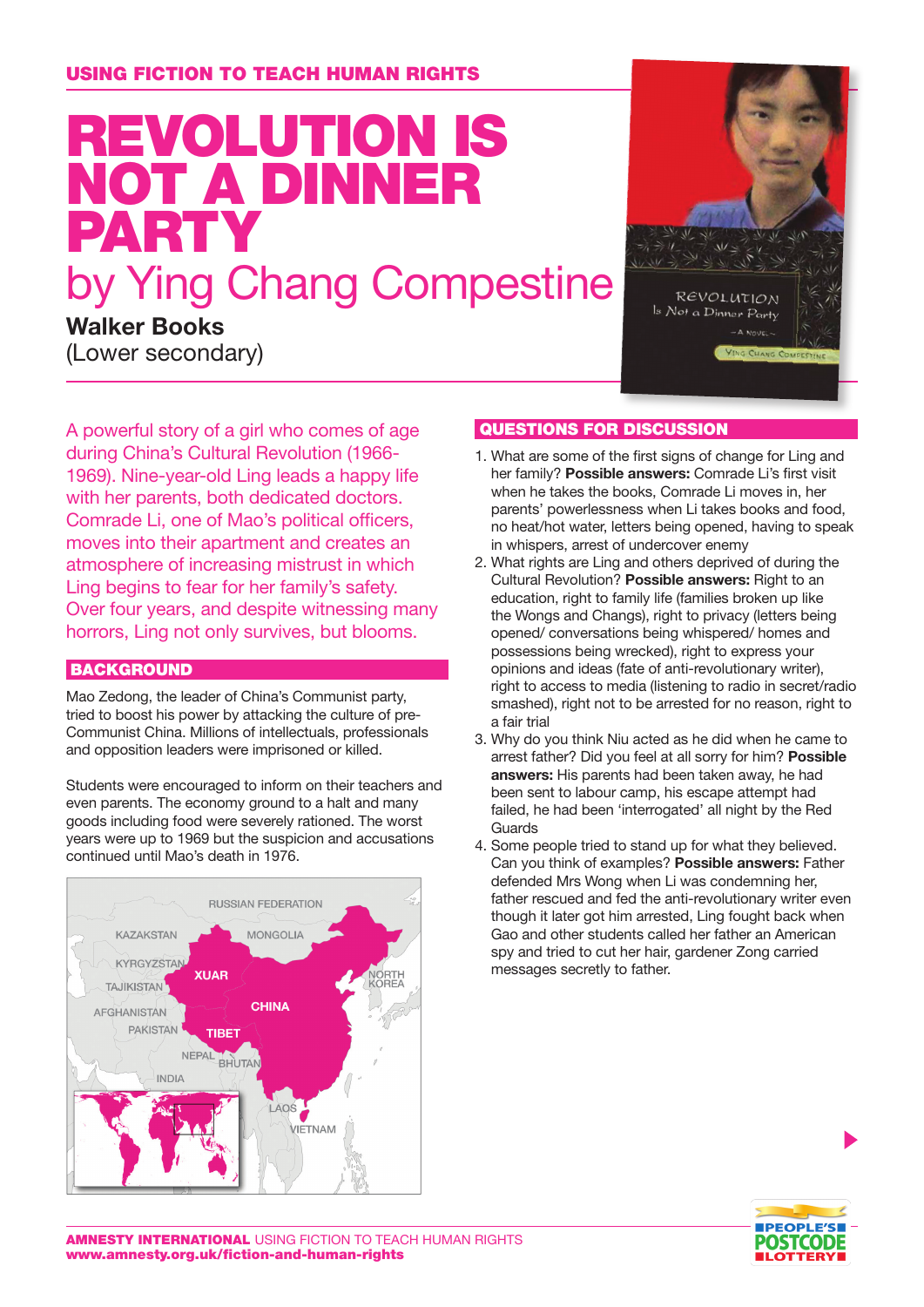USING FICTION TO TEACH HUMAN RIGHTS

# REVOLUTION IS NOT A DINNER PARTY

## by Ying Chang Compestine

**Walker Books**
(Lower secondary)

A powerful story of a girl who comes of age during China's Cultural Revolution (1966-1969). Nine-year-old Ling leads a happy life with her parents, both dedicated doctors. Comrade Li, one of Mao's political officers, moves into their apartment and creates an atmosphere of increasing mistrust in which Ling begins to fear for her family's safety. Over four years, and despite witnessing many horrors, Ling not only survives, but blooms.

### BACKGROUND

Mao Zedong, the leader of China's Communist party, tried to boost his power by attacking the culture of pre-Communist China. Millions of intellectuals, professionals and opposition leaders were imprisoned or killed.

Students were encouraged to inform on their teachers and even parents. The economy ground to a halt and many goods including food were severely rationed. The worst years were up to 1969 but the suspicion and accusations continued until Mao's death in 1976.

### QUESTIONS FOR DISCUSSION

1. What are some of the first signs of change for Ling and her family? **Possible answers:** Comrade Li's first visit when he takes the books, Comrade Li moves in, her parents' powerlessness when Li takes books and food, no heat/hot water, letters being opened, having to speak in whispers, arrest of undercover enemy
2. What rights are Ling and others deprived of during the Cultural Revolution? **Possible answers:** Right to an education, right to family life (families broken up like the Wongs and Changs), right to privacy (letters being opened/ conversations being whispered/ homes and possessions being wrecked), right to express your opinions and ideas (fate of anti-revolutionary writer), right to access to media (listening to radio in secret/radio smashed), right not to be arrested for no reason, right to a fair trial
3. Why do you think Niu acted as he did when he came to arrest father? Did you feel at all sorry for him? **Possible answers:** His parents had been taken away, he had been sent to labour camp, his escape attempt had failed, he had been 'interrogated' all night by the Red Guards
4. Some people tried to stand up for what they believed. Can you think of examples? **Possible answers:** Father defended Mrs Wong when Li was condemning her, father rescued and fed the anti-revolutionary writer even though it later got him arrested, Ling fought back when Gao and other students called her father an American spy and tried to cut her hair, gardener Zong carried messages secretly to father.

**AMNESTY INTERNATIONAL** USING FICTION TO TEACH HUMAN RIGHTS
**www.amnesty.org.uk/fiction-and-human-rights**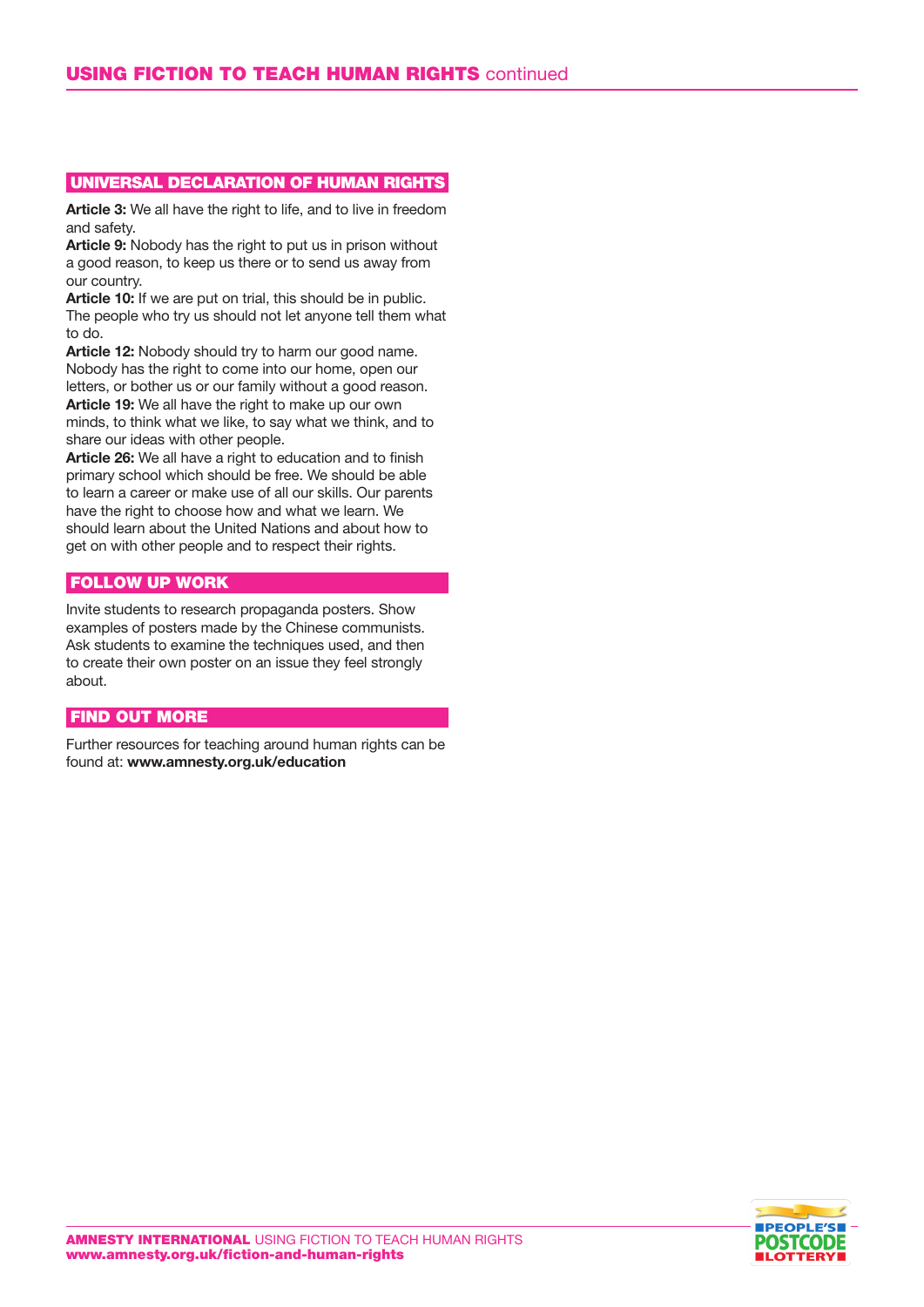## UNIVERSAL DECLARATION OF HUMAN RIGHTS

**Article 3:** We all have the right to life, and to live in freedom and safety.
**Article 9:** Nobody has the right to put us in prison without a good reason, to keep us there or to send us away from our country.
**Article 10:** If we are put on trial, this should be in public. The people who try us should not let anyone tell them what to do.
**Article 12:** Nobody should try to harm our good name. Nobody has the right to come into our home, open our letters, or bother us or our family without a good reason.
**Article 19:** We all have the right to make up our own minds, to think what we like, to say what we think, and to share our ideas with other people.
**Article 26:** We all have a right to education and to finish primary school which should be free. We should be able to learn a career or make use of all our skills. Our parents have the right to choose how and what we learn. We should learn about the United Nations and about how to get on with other people and to respect their rights.

## FOLLOW UP WORK

Invite students to research propaganda posters. Show examples of posters made by the Chinese communists. Ask students to examine the techniques used, and then to create their own poster on an issue they feel strongly about.

## FIND OUT MORE

Further resources for teaching around human rights can be found at: **www.amnesty.org.uk/education**